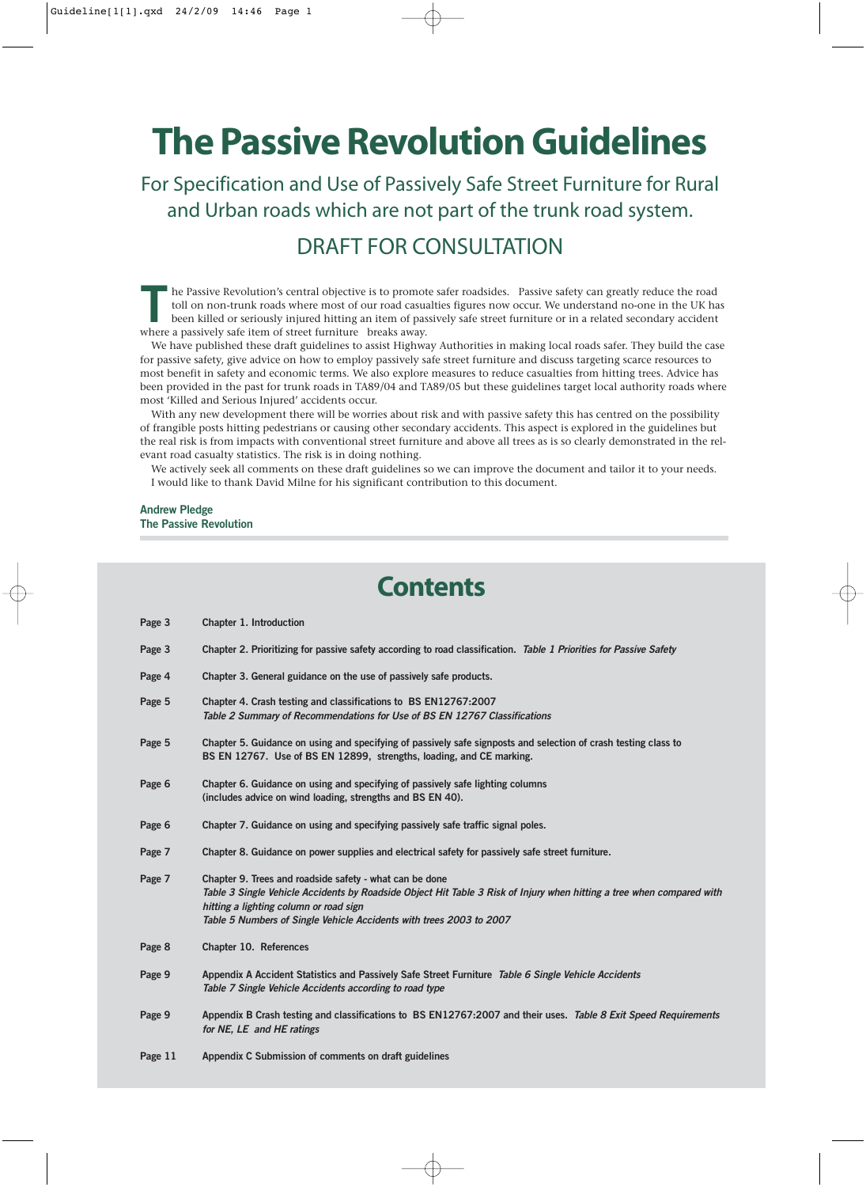# The Passive Revolution Guidelines

## For Specification and Use of Passively Safe Street Furniture for Rural and Urban roads which are not part of the trunk road system.

## DRAFT FOR CONSULTATION

The Passive Revolution's central objective is to promote safer roadsides. Passive safety can greatly reduce the road toll on non-trunk roads where most of our road casualties figures now occur. We understand no-one in the UK has been killed or seriously injured hitting an item of passively safe street furniture or in a related secondary accident where a passively safe item of street furniture breaks away.

We have published these draft guidelines to assist Highway Authorities in making local roads safer. They build the case for passive safety, give advice on how to employ passively safe street furniture and discuss targeting scarce resources to most benefit in safety and economic terms. We also explore measures to reduce casualties from hitting trees. Advice has been provided in the past for trunk roads in TA89/04 and TA89/05 but these guidelines target local authority roads where most 'Killed and Serious Injured' accidents occur.

With any new development there will be worries about risk and with passive safety this has centred on the possibility of frangible posts hitting pedestrians or causing other secondary accidents. This aspect is explored in the guidelines but the real risk is from impacts with conventional street furniture and above all trees as is so clearly demonstrated in the relevant road casualty statistics. The risk is in doing nothing.

We actively seek all comments on these draft guidelines so we can improve the document and tailor it to your needs.

I would like to thank David Milne for his significant contribution to this document.

**Andrew Pledge**
**The Passive Revolution**

# Contents

| | |
|---|---|
| Page 3 | Chapter 1. Introduction |
| Page 3 | Chapter 2. Prioritizing for passive safety according to road classification. *Table 1 Priorities for Passive Safety* |
| Page 4 | Chapter 3. General guidance on the use of passively safe products. |
| Page 5 | Chapter 4. Crash testing and classifications to BS EN12767:2007 *Table 2 Summary of Recommendations for Use of BS EN 12767 Classifications* |
| Page 5 | Chapter 5. Guidance on using and specifying of passively safe signposts and selection of crash testing class to BS EN 12767. Use of BS EN 12899, strengths, loading, and CE marking. |
| Page 6 | Chapter 6. Guidance on using and specifying of passively safe lighting columns (includes advice on wind loading, strengths and BS EN 40). |
| Page 6 | Chapter 7. Guidance on using and specifying passively safe traffic signal poles. |
| Page 7 | Chapter 8. Guidance on power supplies and electrical safety for passively safe street furniture. |
| Page 7 | Chapter 9. Trees and roadside safety - what can be done *Table 3 Single Vehicle Accidents by Roadside Object Hit Table 3 Risk of Injury when hitting a tree when compared with hitting a lighting column or road sign* *Table 5 Numbers of Single Vehicle Accidents with trees 2003 to 2007* |
| Page 8 | Chapter 10. References |
| Page 9 | Appendix A Accident Statistics and Passively Safe Street Furniture *Table 6 Single Vehicle Accidents* *Table 7 Single Vehicle Accidents according to road type* |
| Page 9 | Appendix B Crash testing and classifications to BS EN12767:2007 and their uses. *Table 8 Exit Speed Requirements for NE, LE and HE ratings* |
| Page 11 | Appendix C Submission of comments on draft guidelines |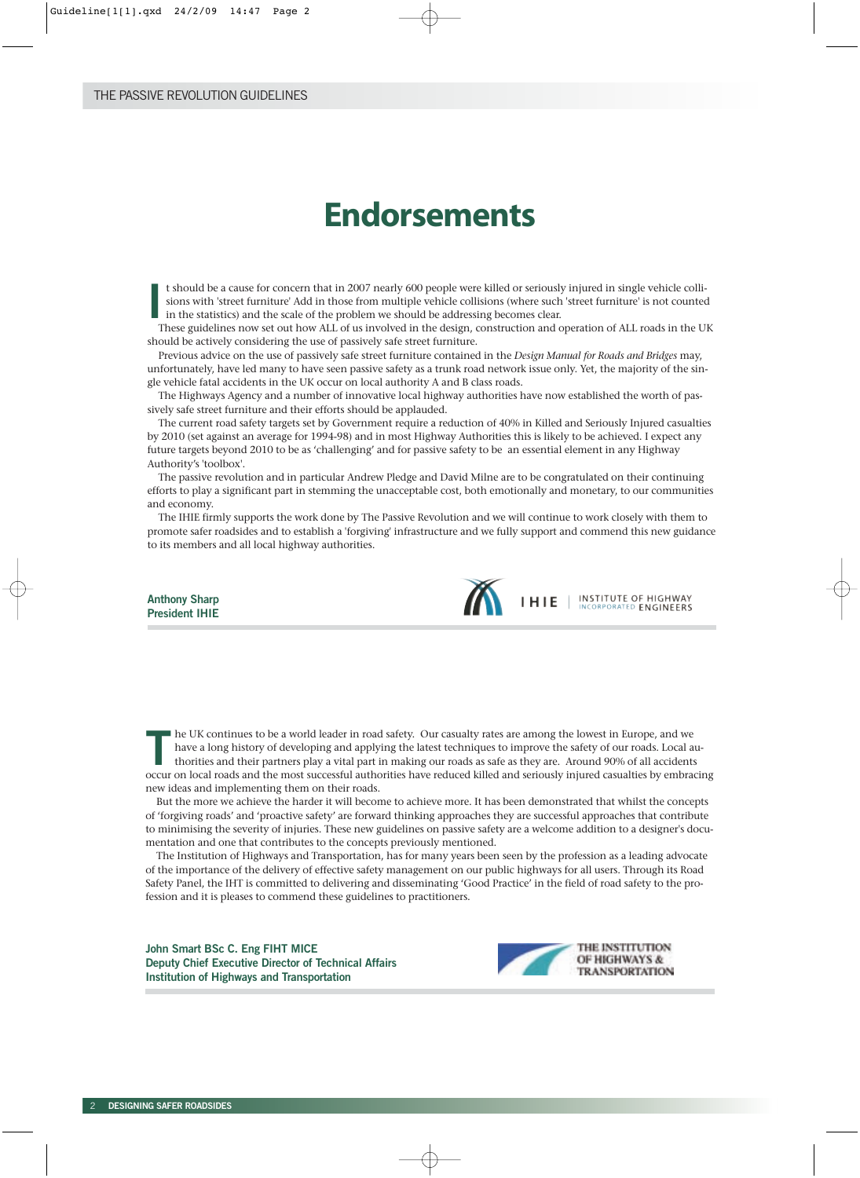# Endorsements

It should be a cause for concern that in 2007 nearly 600 people were killed or seriously injured in single vehicle collisions with 'street furniture' Add in those from multiple vehicle collisions (where such 'street furniture' is not counted in the statistics) and the scale of the problem we should be addressing becomes clear.

These guidelines now set out how ALL of us involved in the design, construction and operation of ALL roads in the UK should be actively considering the use of passively safe street furniture.

Previous advice on the use of passively safe street furniture contained in the *Design Manual for Roads and Bridges* may, unfortunately, have led many to have seen passive safety as a trunk road network issue only. Yet, the majority of the single vehicle fatal accidents in the UK occur on local authority A and B class roads.

The Highways Agency and a number of innovative local highway authorities have now established the worth of passively safe street furniture and their efforts should be applauded.

The current road safety targets set by Government require a reduction of 40% in Killed and Seriously Injured casualties by 2010 (set against an average for 1994-98) and in most Highway Authorities this is likely to be achieved. I expect any future targets beyond 2010 to be as 'challenging' and for passive safety to be an essential element in any Highway Authority's 'toolbox'.

The passive revolution and in particular Andrew Pledge and David Milne are to be congratulated on their continuing efforts to play a significant part in stemming the unacceptable cost, both emotionally and monetary, to our communities and economy.

The IHIE firmly supports the work done by The Passive Revolution and we will continue to work closely with them to promote safer roadsides and to establish a 'forgiving' infrastructure and we fully support and commend this new guidance to its members and all local highway authorities.

**Anthony Sharp**
**President IHIE**

IHIE | INSTITUTE OF HIGHWAY INCORPORATED ENGINEERS

The UK continues to be a world leader in road safety. Our casualty rates are among the lowest in Europe, and we have a long history of developing and applying the latest techniques to improve the safety of our roads. Local authorities and their partners play a vital part in making our roads as safe as they are. Around 90% of all accidents occur on local roads and the most successful authorities have reduced killed and seriously injured casualties by embracing new ideas and implementing them on their roads.

But the more we achieve the harder it will become to achieve more. It has been demonstrated that whilst the concepts of 'forgiving roads' and 'proactive safety' are forward thinking approaches they are successful approaches that contribute to minimising the severity of injuries. These new guidelines on passive safety are a welcome addition to a designer's documentation and one that contributes to the concepts previously mentioned.

The Institution of Highways and Transportation, has for many years been seen by the profession as a leading advocate of the importance of the delivery of effective safety management on our public highways for all users. Through its Road Safety Panel, the IHT is committed to delivering and disseminating 'Good Practice' in the field of road safety to the profession and it is pleases to commend these guidelines to practitioners.

**John Smart BSc C. Eng FIHT MICE**
**Deputy Chief Executive Director of Technical Affairs**
**Institution of Highways and Transportation**

THE INSTITUTION OF HIGHWAYS & TRANSPORTATION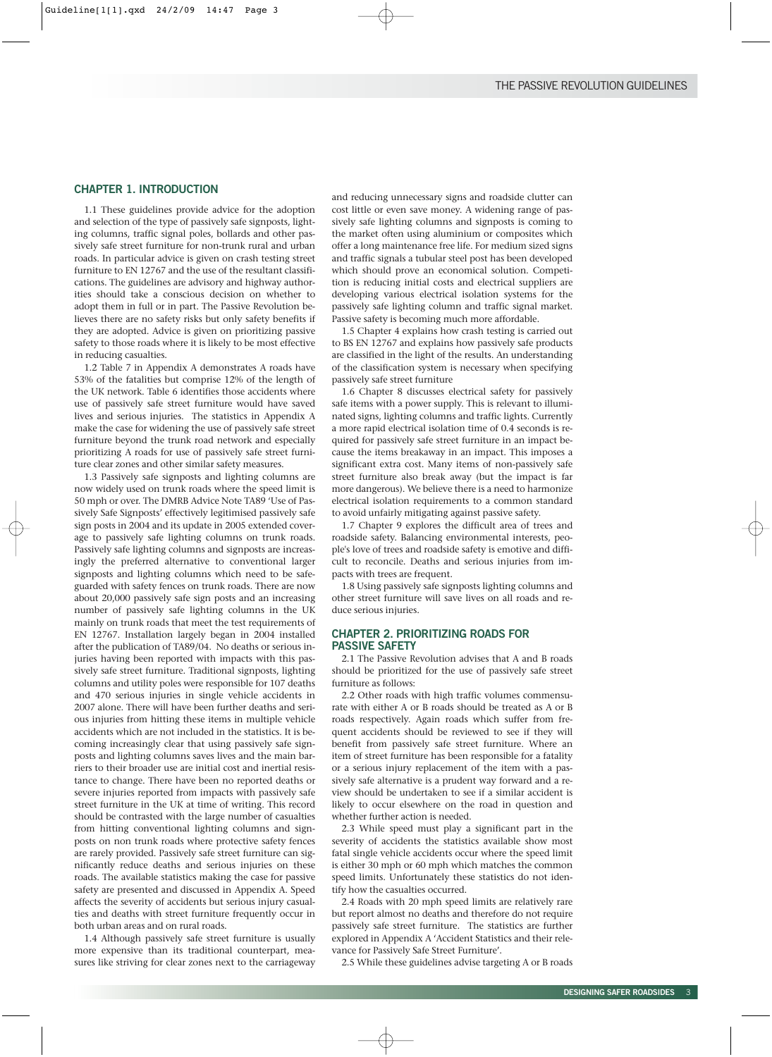## CHAPTER 1. INTRODUCTION

1.1 These guidelines provide advice for the adoption and selection of the type of passively safe signposts, lighting columns, traffic signal poles, bollards and other passively safe street furniture for non-trunk rural and urban roads. In particular advice is given on crash testing street furniture to EN 12767 and the use of the resultant classifications. The guidelines are advisory and highway authorities should take a conscious decision on whether to adopt them in full or in part. The Passive Revolution believes there are no safety risks but only safety benefits if they are adopted. Advice is given on prioritizing passive safety to those roads where it is likely to be most effective in reducing casualties.

1.2 Table 7 in Appendix A demonstrates A roads have 53% of the fatalities but comprise 12% of the length of the UK network. Table 6 identifies those accidents where use of passively safe street furniture would have saved lives and serious injuries. The statistics in Appendix A make the case for widening the use of passively safe street furniture beyond the trunk road network and especially prioritizing A roads for use of passively safe street furniture clear zones and other similar safety measures.

1.3 Passively safe signposts and lighting columns are now widely used on trunk roads where the speed limit is 50 mph or over. The DMRB Advice Note TA89 'Use of Passively Safe Signposts' effectively legitimised passively safe sign posts in 2004 and its update in 2005 extended coverage to passively safe lighting columns on trunk roads. Passively safe lighting columns and signposts are increasingly the preferred alternative to conventional larger signposts and lighting columns which need to be safeguarded with safety fences on trunk roads. There are now about 20,000 passively safe sign posts and an increasing number of passively safe lighting columns in the UK mainly on trunk roads that meet the test requirements of EN 12767. Installation largely began in 2004 installed after the publication of TA89/04. No deaths or serious injuries having been reported with impacts with this passively safe street furniture. Traditional signposts, lighting columns and utility poles were responsible for 107 deaths and 470 serious injuries in single vehicle accidents in 2007 alone. There will have been further deaths and serious injuries from hitting these items in multiple vehicle accidents which are not included in the statistics. It is becoming increasingly clear that using passively safe signposts and lighting columns saves lives and the main barriers to their broader use are initial cost and inertial resistance to change. There have been no reported deaths or severe injuries reported from impacts with passively safe street furniture in the UK at time of writing. This record should be contrasted with the large number of casualties from hitting conventional lighting columns and signposts on non trunk roads where protective safety fences are rarely provided. Passively safe street furniture can significantly reduce deaths and serious injuries on these roads. The available statistics making the case for passive safety are presented and discussed in Appendix A. Speed affects the severity of accidents but serious injury casualties and deaths with street furniture frequently occur in both urban areas and on rural roads.

1.4 Although passively safe street furniture is usually more expensive than its traditional counterpart, measures like striving for clear zones next to the carriageway and reducing unnecessary signs and roadside clutter can cost little or even save money. A widening range of passively safe lighting columns and signposts is coming to the market often using aluminium or composites which offer a long maintenance free life. For medium sized signs and traffic signals a tubular steel post has been developed which should prove an economical solution. Competition is reducing initial costs and electrical suppliers are developing various electrical isolation systems for the passively safe lighting column and traffic signal market. Passive safety is becoming much more affordable.

1.5 Chapter 4 explains how crash testing is carried out to BS EN 12767 and explains how passively safe products are classified in the light of the results. An understanding of the classification system is necessary when specifying passively safe street furniture

1.6 Chapter 8 discusses electrical safety for passively safe items with a power supply. This is relevant to illuminated signs, lighting columns and traffic lights. Currently a more rapid electrical isolation time of 0.4 seconds is required for passively safe street furniture in an impact because the items breakaway in an impact. This imposes a significant extra cost. Many items of non-passively safe street furniture also break away (but the impact is far more dangerous). We believe there is a need to harmonize electrical isolation requirements to a common standard to avoid unfairly mitigating against passive safety.

1.7 Chapter 9 explores the difficult area of trees and roadside safety. Balancing environmental interests, people's love of trees and roadside safety is emotive and difficult to reconcile. Deaths and serious injuries from impacts with trees are frequent.

1.8 Using passively safe signposts lighting columns and other street furniture will save lives on all roads and reduce serious injuries.

## CHAPTER 2. PRIORITIZING ROADS FOR PASSIVE SAFETY

2.1 The Passive Revolution advises that A and B roads should be prioritized for the use of passively safe street furniture as follows:

2.2 Other roads with high traffic volumes commensurate with either A or B roads should be treated as A or B roads respectively. Again roads which suffer from frequent accidents should be reviewed to see if they will benefit from passively safe street furniture. Where an item of street furniture has been responsible for a fatality or a serious injury replacement of the item with a passively safe alternative is a prudent way forward and a review should be undertaken to see if a similar accident is likely to occur elsewhere on the road in question and whether further action is needed.

2.3 While speed must play a significant part in the severity of accidents the statistics available show most fatal single vehicle accidents occur where the speed limit is either 30 mph or 60 mph which matches the common speed limits. Unfortunately these statistics do not identify how the casualties occurred.

2.4 Roads with 20 mph speed limits are relatively rare but report almost no deaths and therefore do not require passively safe street furniture. The statistics are further explored in Appendix A 'Accident Statistics and their relevance for Passively Safe Street Furniture'.

2.5 While these guidelines advise targeting A or B roads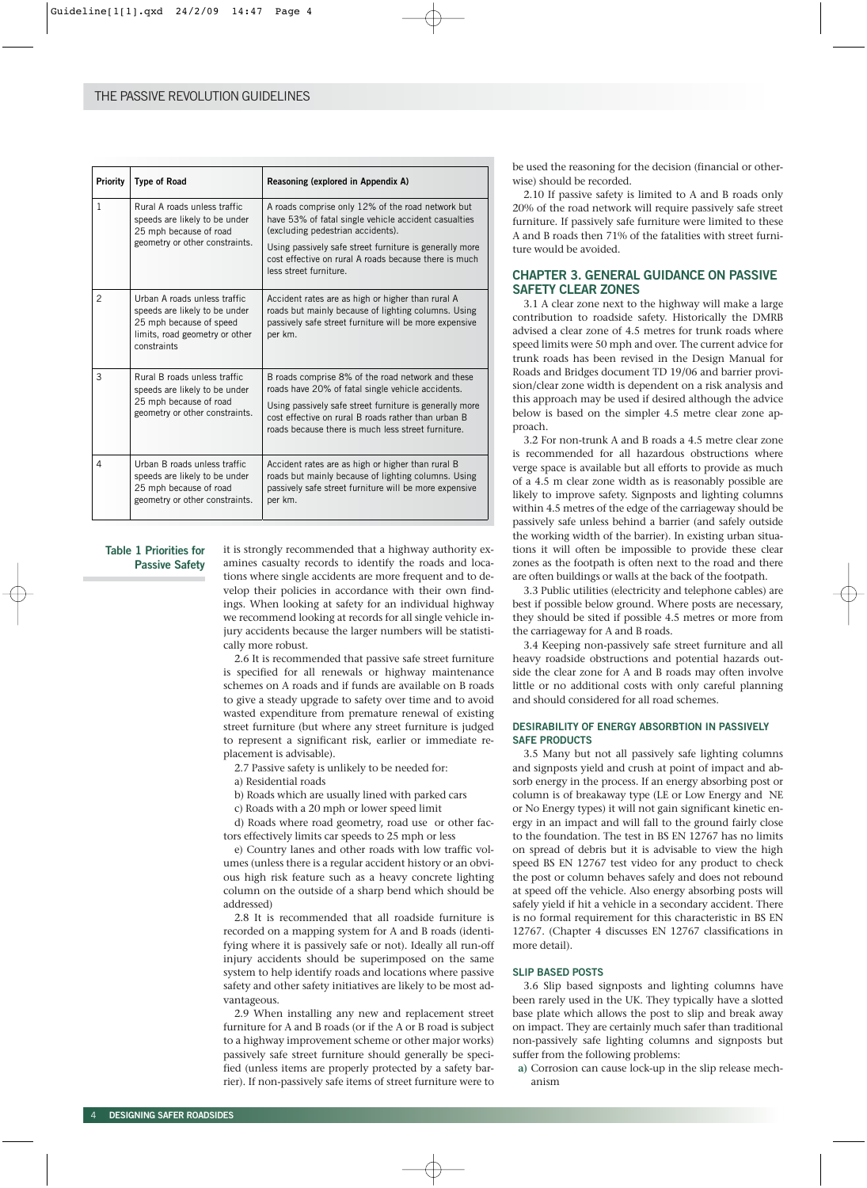| Priority | Type of Road | Reasoning (explored in Appendix A) |
|---|---|---|
| 1 | Rural A roads unless traffic speeds are likely to be under 25 mph because of road geometry or other constraints. | A roads comprise only 12% of the road network but have 53% of fatal single vehicle accident casualties (excluding pedestrian accidents). Using passively safe street furniture is generally more cost effective on rural A roads because there is much less street furniture. |
| 2 | Urban A roads unless traffic speeds are likely to be under 25 mph because of speed limits, road geometry or other constraints | Accident rates are as high or higher than rural A roads but mainly because of lighting columns. Using passively safe street furniture will be more expensive per km. |
| 3 | Rural B roads unless traffic speeds are likely to be under 25 mph because of road geometry or other constraints. | B roads comprise 8% of the road network and these roads have 20% of fatal single vehicle accidents. Using passively safe street furniture is generally more cost effective on rural B roads rather than urban B roads because there is much less street furniture. |
| 4 | Urban B roads unless traffic speeds are likely to be under 25 mph because of road geometry or other constraints. | Accident rates are as high or higher than rural B roads but mainly because of lighting columns. Using passively safe street furniture will be more expensive per km. |

**Table 1 Priorities for Passive Safety**

it is strongly recommended that a highway authority examines casualty records to identify the roads and locations where single accidents are more frequent and to develop their policies in accordance with their own findings. When looking at safety for an individual highway we recommend looking at records for all single vehicle injury accidents because the larger numbers will be statistically more robust.

2.6 It is recommended that passive safe street furniture is specified for all renewals or highway maintenance schemes on A roads and if funds are available on B roads to give a steady upgrade to safety over time and to avoid wasted expenditure from premature renewal of existing street furniture (but where any street furniture is judged to represent a significant risk, earlier or immediate replacement is advisable).

2.7 Passive safety is unlikely to be needed for:

a) Residential roads

b) Roads which are usually lined with parked cars

c) Roads with a 20 mph or lower speed limit

d) Roads where road geometry, road use or other factors effectively limits car speeds to 25 mph or less

e) Country lanes and other roads with low traffic volumes (unless there is a regular accident history or an obvious high risk feature such as a heavy concrete lighting column on the outside of a sharp bend which should be addressed)

2.8 It is recommended that all roadside furniture is recorded on a mapping system for A and B roads (identifying where it is passively safe or not). Ideally all run-off injury accidents should be superimposed on the same system to help identify roads and locations where passive safety and other safety initiatives are likely to be most advantageous.

2.9 When installing any new and replacement street furniture for A and B roads (or if the A or B road is subject to a highway improvement scheme or other major works) passively safe street furniture should generally be specified (unless items are properly protected by a safety barrier). If non-passively safe items of street furniture were to be used the reasoning for the decision (financial or otherwise) should be recorded.

2.10 If passive safety is limited to A and B roads only 20% of the road network will require passively safe street furniture. If passively safe furniture were limited to these A and B roads then 71% of the fatalities with street furniture would be avoided.

## CHAPTER 3. GENERAL GUIDANCE ON PASSIVE SAFETY CLEAR ZONES

3.1 A clear zone next to the highway will make a large contribution to roadside safety. Historically the DMRB advised a clear zone of 4.5 metres for trunk roads where speed limits were 50 mph and over. The current advice for trunk roads has been revised in the Design Manual for Roads and Bridges document TD 19/06 and barrier provision/clear zone width is dependent on a risk analysis and this approach may be used if desired although the advice below is based on the simpler 4.5 metre clear zone approach.

3.2 For non-trunk A and B roads a 4.5 metre clear zone is recommended for all hazardous obstructions where verge space is available but all efforts to provide as much of a 4.5 m clear zone width as is reasonably possible are likely to improve safety. Signposts and lighting columns within 4.5 metres of the edge of the carriageway should be passively safe unless behind a barrier (and safely outside the working width of the barrier). In existing urban situations it will often be impossible to provide these clear zones as the footpath is often next to the road and there are often buildings or walls at the back of the footpath.

3.3 Public utilities (electricity and telephone cables) are best if possible below ground. Where posts are necessary, they should be sited if possible 4.5 metres or more from the carriageway for A and B roads.

3.4 Keeping non-passively safe street furniture and all heavy roadside obstructions and potential hazards outside the clear zone for A and B roads may often involve little or no additional costs with only careful planning and should considered for all road schemes.

### DESIRABILITY OF ENERGY ABSORBTION IN PASSIVELY SAFE PRODUCTS

3.5 Many but not all passively safe lighting columns and signposts yield and crush at point of impact and absorb energy in the process. If an energy absorbing post or column is of breakaway type (LE or Low Energy and NE or No Energy types) it will not gain significant kinetic energy in an impact and will fall to the ground fairly close to the foundation. The test in BS EN 12767 has no limits on spread of debris but it is advisable to view the high speed BS EN 12767 test video for any product to check the post or column behaves safely and does not rebound at speed off the vehicle. Also energy absorbing posts will safely yield if hit a vehicle in a secondary accident. There is no formal requirement for this characteristic in BS EN 12767. (Chapter 4 discusses EN 12767 classifications in more detail).

### SLIP BASED POSTS

3.6 Slip based signposts and lighting columns have been rarely used in the UK. They typically have a slotted base plate which allows the post to slip and break away on impact. They are certainly much safer than traditional non-passively safe lighting columns and signposts but suffer from the following problems:

a) Corrosion can cause lock-up in the slip release mechanism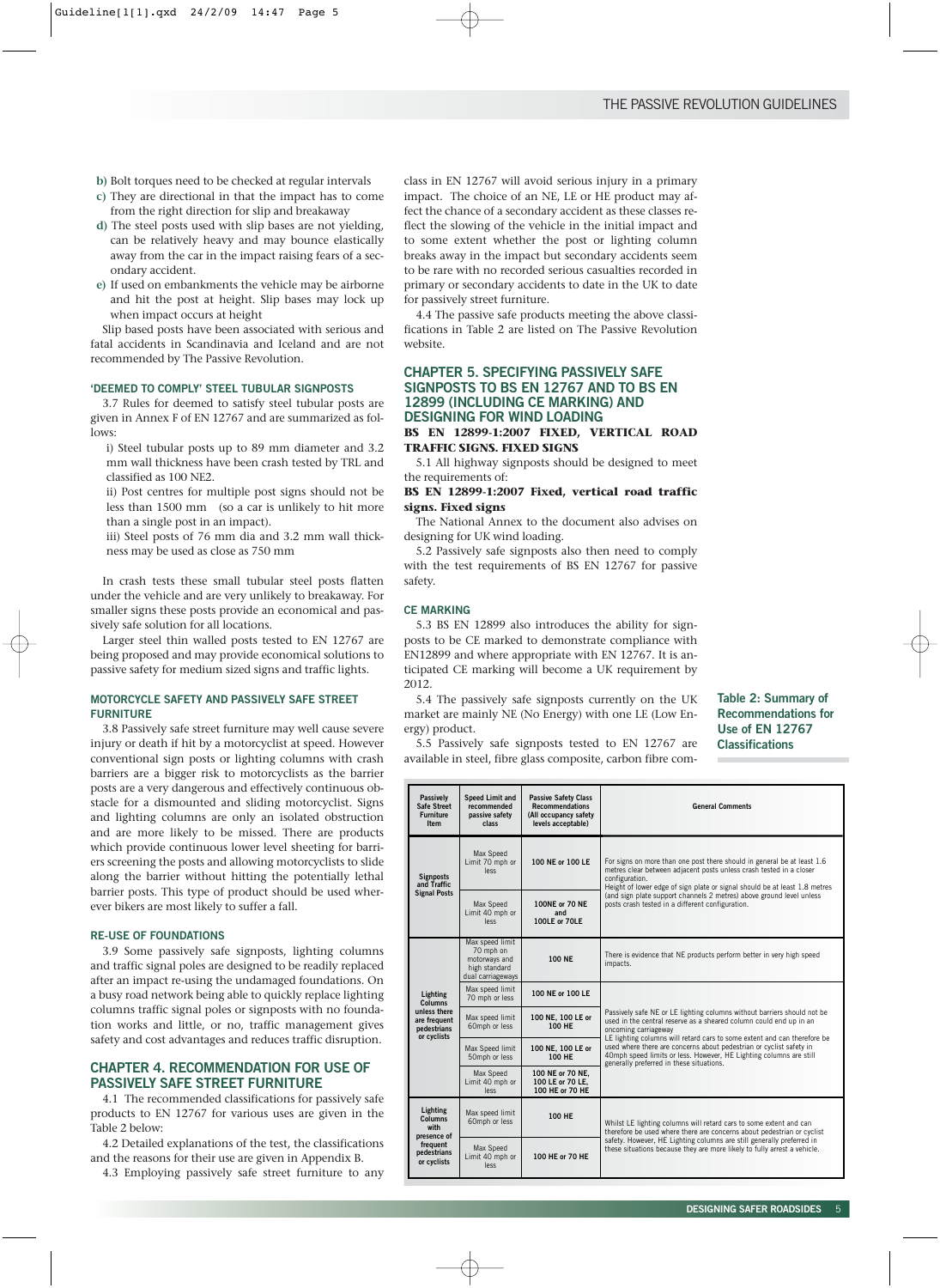b) Bolt torques need to be checked at regular intervals

c) They are directional in that the impact has to come from the right direction for slip and breakaway

d) The steel posts used with slip bases are not yielding, can be relatively heavy and may bounce elastically away from the car in the impact raising fears of a secondary accident.

e) If used on embankments the vehicle may be airborne and hit the post at height. Slip bases may lock up when impact occurs at height

Slip based posts have been associated with serious and fatal accidents in Scandinavia and Iceland and are not recommended by The Passive Revolution.

### 'DEEMED TO COMPLY' STEEL TUBULAR SIGNPOSTS

3.7 Rules for deemed to satisfy steel tubular posts are given in Annex F of EN 12767 and are summarized as follows:

i) Steel tubular posts up to 89 mm diameter and 3.2 mm wall thickness have been crash tested by TRL and classified as 100 NE2.

ii) Post centres for multiple post signs should not be less than 1500 mm (so a car is unlikely to hit more than a single post in an impact).

iii) Steel posts of 76 mm dia and 3.2 mm wall thickness may be used as close as 750 mm

In crash tests these small tubular steel posts flatten under the vehicle and are very unlikely to breakaway. For smaller signs these posts provide an economical and passively safe solution for all locations.

Larger steel thin walled posts tested to EN 12767 are being proposed and may provide economical solutions to passive safety for medium sized signs and traffic lights.

### MOTORCYCLE SAFETY AND PASSIVELY SAFE STREET FURNITURE

3.8 Passively safe street furniture may well cause severe injury or death if hit by a motorcyclist at speed. However conventional sign posts or lighting columns with crash barriers are a bigger risk to motorcyclists as the barrier posts are a very dangerous and effectively continuous obstacle for a dismounted and sliding motorcyclist. Signs and lighting columns are only an isolated obstruction and are more likely to be missed. There are products which provide continuous lower level sheeting for barriers screening the posts and allowing motorcyclists to slide along the barrier without hitting the potentially lethal barrier posts. This type of product should be used wherever bikers are most likely to suffer a fall.

### RE-USE OF FOUNDATIONS

3.9 Some passively safe signposts, lighting columns and traffic signal poles are designed to be readily replaced after an impact re-using the undamaged foundations. On a busy road network being able to quickly replace lighting columns traffic signal poles or signposts with no foundation works and little, or no, traffic management gives safety and cost advantages and reduces traffic disruption.

## CHAPTER 4. RECOMMENDATION FOR USE OF PASSIVELY SAFE STREET FURNITURE

4.1 The recommended classifications for passively safe products to EN 12767 for various uses are given in the Table 2 below:

4.2 Detailed explanations of the test, the classifications and the reasons for their use are given in Appendix B.

4.3 Employing passively safe street furniture to any class in EN 12767 will avoid serious injury in a primary impact. The choice of an NE, LE or HE product may affect the chance of a secondary accident as these classes reflect the slowing of the vehicle in the initial impact and to some extent whether the post or lighting column breaks away in the impact but secondary accidents seem to be rare with no recorded serious casualties recorded in primary or secondary accidents to date in the UK to date for passively street furniture.

4.4 The passive safe products meeting the above classifications in Table 2 are listed on The Passive Revolution website.

## CHAPTER 5. SPECIFYING PASSIVELY SAFE SIGNPOSTS TO BS EN 12767 AND TO BS EN 12899 (INCLUDING CE MARKING) AND DESIGNING FOR WIND LOADING

**BS EN 12899-1:2007 FIXED, VERTICAL ROAD TRAFFIC SIGNS. FIXED SIGNS**

5.1 All highway signposts should be designed to meet the requirements of:

**BS EN 12899-1:2007 Fixed, vertical road traffic signs. Fixed signs**

The National Annex to the document also advises on designing for UK wind loading.

5.2 Passively safe signposts also then need to comply with the test requirements of BS EN 12767 for passive safety.

### CE MARKING

5.3 BS EN 12899 also introduces the ability for signposts to be CE marked to demonstrate compliance with EN12899 and where appropriate with EN 12767. It is anticipated CE marking will become a UK requirement by 2012.

5.4 The passively safe signposts currently on the UK market are mainly NE (No Energy) with one LE (Low Energy) product.

5.5 Passively safe signposts tested to EN 12767 are available in steel, fibre glass composite, carbon fibre com-

**Table 2: Summary of Recommendations for Use of EN 12767 Classifications**

| Passively Safe Street Furniture Item | Speed Limit and recommended passive safety class | Passive Safety Class Recommendations (All occupancy safety levels acceptable) | General Comments |
|---|---|---|---|
| Signposts and Traffic Signal Posts | Max Speed Limit 70 mph or less | 100 NE or 100 LE | For signs on more than one post there should in general be at least 1.6 metres clear between adjacent posts unless crash tested in a closer configuration. Height of lower edge of sign plate or signal should be at least 1.8 metres (and sign plate support channels 2 metres) above ground level unless posts crash tested in a different configuration. |
| | Max Speed Limit 40 mph or less | 100NE or 70 NE and 100LE or 70LE | |
| Lighting Columns unless there are frequent pedestrians or cyclists | Max speed limit 70 mph on motorways and high standard dual carriageways | 100 NE | There is evidence that NE products perform better in very high speed impacts. |
| | Max speed limit 70 mph or less | 100 NE or 100 LE | Passively safe NE or LE lighting columns without barriers should not be used in the central reserve as a sheared column could end up in an oncoming carriageway. LE lighting columns will retard cars to some extent and can therefore be used where there are concerns about pedestrian or cyclist safety in 40mph speed limits or less. However, HE Lighting columns are still generally preferred in these situations. |
| | Max speed limit 60mph or less | 100 NE, 100 LE or 100 HE | |
| | Max Speed limit 50mph or less | 100 NE, 100 LE or 100 HE | |
| | Max Speed Limit 40 mph or less | 100 NE or 70 NE, 100 LE or 70 LE, 100 HE or 70 HE | |
| Lighting Columns with presence of frequent pedestrians or cyclists | Max speed limit 60mph or less | 100 HE | Whilst LE lighting columns will retard cars to some extent and can therefore be used where there are concerns about pedestrian or cyclist safety. However, HE Lighting columns are still generally preferred in these situations because they are more likely to fully arrest a vehicle. |
| | Max Speed Limit 40 mph or less | 100 HE or 70 HE | |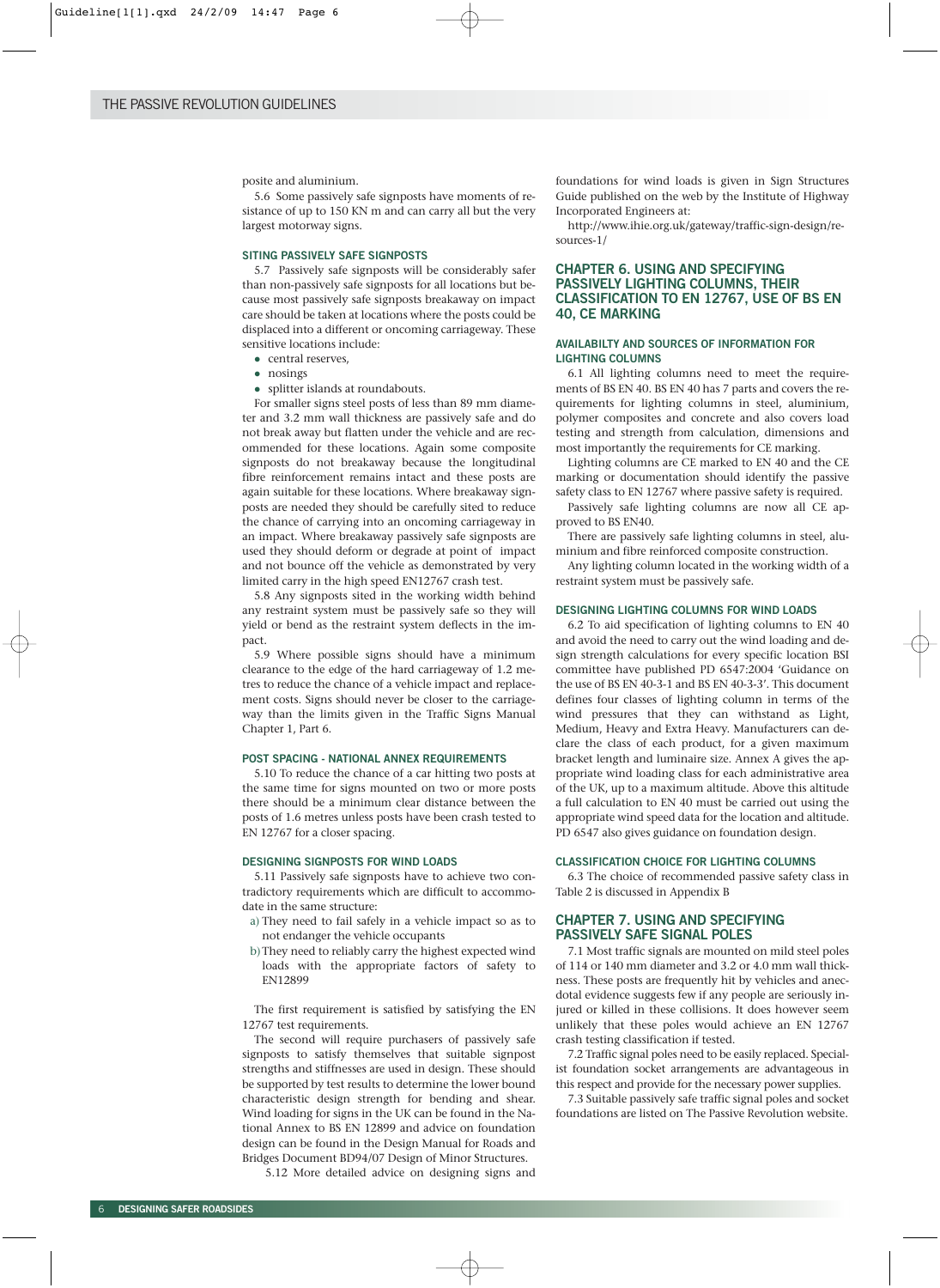posite and aluminium.

5.6 Some passively safe signposts have moments of resistance of up to 150 KN m and can carry all but the very largest motorway signs.

### SITING PASSIVELY SAFE SIGNPOSTS

5.7 Passively safe signposts will be considerably safer than non-passively safe signposts for all locations but because most passively safe signposts breakaway on impact care should be taken at locations where the posts could be displaced into a different or oncoming carriageway. These sensitive locations include:

- central reserves,
- nosings
- splitter islands at roundabouts.

For smaller signs steel posts of less than 89 mm diameter and 3.2 mm wall thickness are passively safe and do not break away but flatten under the vehicle and are recommended for these locations. Again some composite signposts do not breakaway because the longitudinal fibre reinforcement remains intact and these posts are again suitable for these locations. Where breakaway signposts are needed they should be carefully sited to reduce the chance of carrying into an oncoming carriageway in an impact. Where breakaway passively safe signposts are used they should deform or degrade at point of impact and not bounce off the vehicle as demonstrated by very limited carry in the high speed EN12767 crash test.

5.8 Any signposts sited in the working width behind any restraint system must be passively safe so they will yield or bend as the restraint system deflects in the impact.

5.9 Where possible signs should have a minimum clearance to the edge of the hard carriageway of 1.2 metres to reduce the chance of a vehicle impact and replacement costs. Signs should never be closer to the carriageway than the limits given in the Traffic Signs Manual Chapter 1, Part 6.

### POST SPACING - NATIONAL ANNEX REQUIREMENTS

5.10 To reduce the chance of a car hitting two posts at the same time for signs mounted on two or more posts there should be a minimum clear distance between the posts of 1.6 metres unless posts have been crash tested to EN 12767 for a closer spacing.

### DESIGNING SIGNPOSTS FOR WIND LOADS

5.11 Passively safe signposts have to achieve two contradictory requirements which are difficult to accommodate in the same structure:

a) They need to fail safely in a vehicle impact so as to not endanger the vehicle occupants
b) They need to reliably carry the highest expected wind loads with the appropriate factors of safety to EN12899

The first requirement is satisfied by satisfying the EN 12767 test requirements.

The second will require purchasers of passively safe signposts to satisfy themselves that suitable signpost strengths and stiffnesses are used in design. These should be supported by test results to determine the lower bound characteristic design strength for bending and shear. Wind loading for signs in the UK can be found in the National Annex to BS EN 12899 and advice on foundation design can be found in the Design Manual for Roads and Bridges Document BD94/07 Design of Minor Structures.

5.12 More detailed advice on designing signs and foundations for wind loads is given in Sign Structures Guide published on the web by the Institute of Highway Incorporated Engineers at:

http://www.ihie.org.uk/gateway/traffic-sign-design/resources-1/

## CHAPTER 6. USING AND SPECIFYING PASSIVELY LIGHTING COLUMNS, THEIR CLASSIFICATION TO EN 12767, USE OF BS EN 40, CE MARKING

### AVAILABILTY AND SOURCES OF INFORMATION FOR LIGHTING COLUMNS

6.1 All lighting columns need to meet the requirements of BS EN 40. BS EN 40 has 7 parts and covers the requirements for lighting columns in steel, aluminium, polymer composites and concrete and also covers load testing and strength from calculation, dimensions and most importantly the requirements for CE marking.

Lighting columns are CE marked to EN 40 and the CE marking or documentation should identify the passive safety class to EN 12767 where passive safety is required.

Passively safe lighting columns are now all CE approved to BS EN40.

There are passively safe lighting columns in steel, aluminium and fibre reinforced composite construction.

Any lighting column located in the working width of a restraint system must be passively safe.

### DESIGNING LIGHTING COLUMNS FOR WIND LOADS

6.2 To aid specification of lighting columns to EN 40 and avoid the need to carry out the wind loading and design strength calculations for every specific location BSI committee have published PD 6547:2004 'Guidance on the use of BS EN 40-3-1 and BS EN 40-3-3'. This document defines four classes of lighting column in terms of the wind pressures that they can withstand as Light, Medium, Heavy and Extra Heavy. Manufacturers can declare the class of each product, for a given maximum bracket length and luminaire size. Annex A gives the appropriate wind loading class for each administrative area of the UK, up to a maximum altitude. Above this altitude a full calculation to EN 40 must be carried out using the appropriate wind speed data for the location and altitude. PD 6547 also gives guidance on foundation design.

### CLASSIFICATION CHOICE FOR LIGHTING COLUMNS

6.3 The choice of recommended passive safety class in Table 2 is discussed in Appendix B

## CHAPTER 7. USING AND SPECIFYING PASSIVELY SAFE SIGNAL POLES

7.1 Most traffic signals are mounted on mild steel poles of 114 or 140 mm diameter and 3.2 or 4.0 mm wall thickness. These posts are frequently hit by vehicles and anecdotal evidence suggests few if any people are seriously injured or killed in these collisions. It does however seem unlikely that these poles would achieve an EN 12767 crash testing classification if tested.

7.2 Traffic signal poles need to be easily replaced. Specialist foundation socket arrangements are advantageous in this respect and provide for the necessary power supplies.

7.3 Suitable passively safe traffic signal poles and socket foundations are listed on The Passive Revolution website.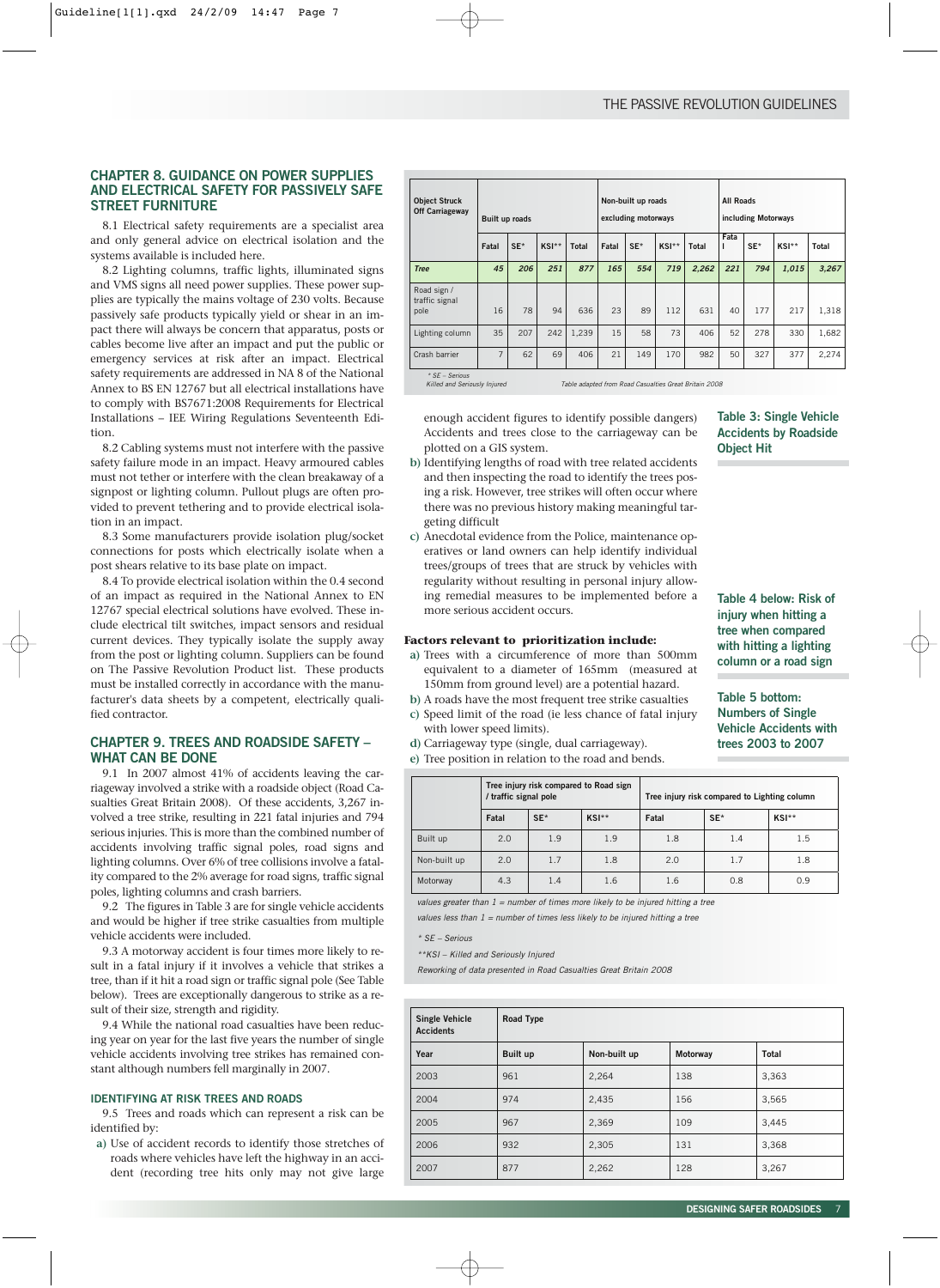## CHAPTER 8. GUIDANCE ON POWER SUPPLIES AND ELECTRICAL SAFETY FOR PASSIVELY SAFE STREET FURNITURE

8.1 Electrical safety requirements are a specialist area and only general advice on electrical isolation and the systems available is included here.

8.2 Lighting columns, traffic lights, illuminated signs and VMS signs all need power supplies. These power supplies are typically the mains voltage of 230 volts. Because passively safe products typically yield or shear in an impact there will always be concern that apparatus, posts or cables become live after an impact and put the public or emergency services at risk after an impact. Electrical safety requirements are addressed in NA 8 of the National Annex to BS EN 12767 but all electrical installations have to comply with BS7671:2008 Requirements for Electrical Installations – IEE Wiring Regulations Seventeenth Edition.

8.2 Cabling systems must not interfere with the passive safety failure mode in an impact. Heavy armoured cables must not tether or interfere with the clean breakaway of a signpost or lighting column. Pullout plugs are often provided to prevent tethering and to provide electrical isolation in an impact.

8.3 Some manufacturers provide isolation plug/socket connections for posts which electrically isolate when a post shears relative to its base plate on impact.

8.4 To provide electrical isolation within the 0.4 second of an impact as required in the National Annex to EN 12767 special electrical solutions have evolved. These include electrical tilt switches, impact sensors and residual current devices. They typically isolate the supply away from the post or lighting column. Suppliers can be found on The Passive Revolution Product list. These products must be installed correctly in accordance with the manufacturer's data sheets by a competent, electrically qualified contractor.

## CHAPTER 9. TREES AND ROADSIDE SAFETY – WHAT CAN BE DONE

9.1 In 2007 almost 41% of accidents leaving the carriageway involved a strike with a roadside object (Road Casualties Great Britain 2008). Of these accidents, 3,267 involved a tree strike, resulting in 221 fatal injuries and 794 serious injuries. This is more than the combined number of accidents involving traffic signal poles, road signs and lighting columns. Over 6% of tree collisions involve a fatality compared to the 2% average for road signs, traffic signal poles, lighting columns and crash barriers.

9.2 The figures in Table 3 are for single vehicle accidents and would be higher if tree strike casualties from multiple vehicle accidents were included.

9.3 A motorway accident is four times more likely to result in a fatal injury if it involves a vehicle that strikes a tree, than if it hit a road sign or traffic signal pole (See Table below). Trees are exceptionally dangerous to strike as a result of their size, strength and rigidity.

9.4 While the national road casualties have been reducing year on year for the last five years the number of single vehicle accidents involving tree strikes has remained constant although numbers fell marginally in 2007.

### IDENTIFYING AT RISK TREES AND ROADS

9.5 Trees and roads which can represent a risk can be identified by:

a) Use of accident records to identify those stretches of roads where vehicles have left the highway in an accident (recording tree hits only may not give large enough accident figures to identify possible dangers) Accidents and trees close to the carriageway can be plotted on a GIS system.

b) Identifying lengths of road with tree related accidents and then inspecting the road to identify the trees posing a risk. However, tree strikes will often occur where there was no previous history making meaningful targeting difficult

c) Anecdotal evidence from the Police, maintenance operatives or land owners can help identify individual trees/groups of trees that are struck by vehicles with regularity without resulting in personal injury allowing remedial measures to be implemented before a more serious accident occurs.

**Factors relevant to prioritization include:**

a) Trees with a circumference of more than 500mm equivalent to a diameter of 165mm (measured at 150mm from ground level) are a potential hazard.

b) A roads have the most frequent tree strike casualties

c) Speed limit of the road (ie less chance of fatal injury with lower speed limits).

d) Carriageway type (single, dual carriageway).

e) Tree position in relation to the road and bends.

**Table 3: Single Vehicle Accidents by Roadside Object Hit**

| Object Struck Off Carriageway | Built up roads | | | | Non-built up roads excluding motorways | | | | All Roads including Motorways | | | |
|---|---|---|---|---|---|---|---|---|---|---|---|---|
| | Fatal | SE* | KSI** | Total | Fatal | SE* | KSI** | Total | Fatal | SE* | KSI** | Total |
| ***Tree*** | ***45*** | ***206*** | ***251*** | ***877*** | ***165*** | ***554*** | ***719*** | ***2,262*** | ***221*** | ***794*** | ***1,015*** | ***3,267*** |
| Road sign / traffic signal pole | 16 | 78 | 94 | 636 | 23 | 89 | 112 | 631 | 40 | 177 | 217 | 1,318 |
| Lighting column | 35 | 207 | 242 | 1,239 | 15 | 58 | 73 | 406 | 52 | 278 | 330 | 1,682 |
| Crash barrier | 7 | 62 | 69 | 406 | 21 | 149 | 170 | 982 | 50 | 327 | 377 | 2,274 |

*\* SE – Serious*
*Killed and Seriously Injured*

*Table adapted from Road Casualties Great Britain 2008*

**Table 4 below: Risk of injury when hitting a tree when compared with hitting a lighting column or a road sign**

| | Tree injury risk compared to Road sign / traffic signal pole | | | Tree injury risk compared to Lighting column | | |
|---|---|---|---|---|---|---|
| | Fatal | SE* | KSI** | Fatal | SE* | KSI** |
| Built up | 2.0 | 1.9 | 1.9 | 1.8 | 1.4 | 1.5 |
| Non-built up | 2.0 | 1.7 | 1.8 | 2.0 | 1.7 | 1.8 |
| Motorway | 4.3 | 1.4 | 1.6 | 1.6 | 0.8 | 0.9 |

*values greater than 1 = number of times more likely to be injured hitting a tree*

*values less than 1 = number of times less likely to be injured hitting a tree*

*\* SE – Serious*

*\*\*KSI – Killed and Seriously Injured*

*Reworking of data presented in Road Casualties Great Britain 2008*

**Table 5 bottom: Numbers of Single Vehicle Accidents with trees 2003 to 2007**

| Single Vehicle Accidents | Road Type | | | |
|---|---|---|---|---|
| Year | Built up | Non-built up | Motorway | Total |
| 2003 | 961 | 2,264 | 138 | 3,363 |
| 2004 | 974 | 2,435 | 156 | 3,565 |
| 2005 | 967 | 2,369 | 109 | 3,445 |
| 2006 | 932 | 2,305 | 131 | 3,368 |
| 2007 | 877 | 2,262 | 128 | 3,267 |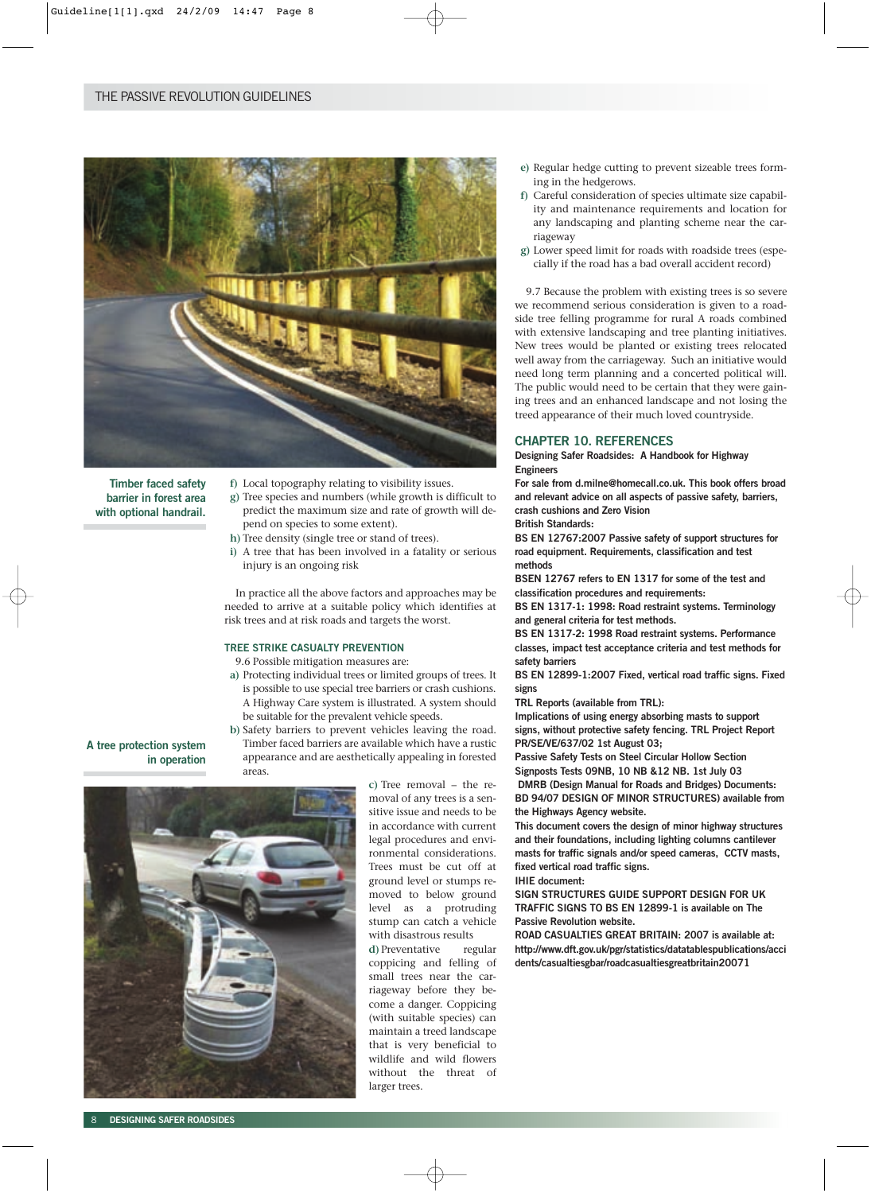Timber faced safety barrier in forest area with optional handrail.

f) Local topography relating to visibility issues.

g) Tree species and numbers (while growth is difficult to predict the maximum size and rate of growth will depend on species to some extent).

h) Tree density (single tree or stand of trees).

i) A tree that has been involved in a fatality or serious injury is an ongoing risk

In practice all the above factors and approaches may be needed to arrive at a suitable policy which identifies at risk trees and at risk roads and targets the worst.

#### TREE STRIKE CASUALTY PREVENTION

9.6 Possible mitigation measures are:

a) Protecting individual trees or limited groups of trees. It is possible to use special tree barriers or crash cushions. A Highway Care system is illustrated. A system should be suitable for the prevalent vehicle speeds.

b) Safety barriers to prevent vehicles leaving the road. Timber faced barriers are available which have a rustic appearance and are aesthetically appealing in forested areas.

A tree protection system in operation

c) Tree removal – the removal of any trees is a sensitive issue and needs to be in accordance with current legal procedures and environmental considerations. Trees must be cut off at ground level or stumps removed to below ground level as a protruding stump can catch a vehicle with disastrous results

d) Preventative regular coppicing and felling of small trees near the carriageway before they become a danger. Coppicing (with suitable species) can maintain a treed landscape that is very beneficial to wildlife and wild flowers without the threat of larger trees.

e) Regular hedge cutting to prevent sizeable trees forming in the hedgerows.

f) Careful consideration of species ultimate size capability and maintenance requirements and location for any landscaping and planting scheme near the carriageway

g) Lower speed limit for roads with roadside trees (especially if the road has a bad overall accident record)

9.7 Because the problem with existing trees is so severe we recommend serious consideration is given to a roadside tree felling programme for rural A roads combined with extensive landscaping and tree planting initiatives. New trees would be planted or existing trees relocated well away from the carriageway. Such an initiative would need long term planning and a concerted political will. The public would need to be certain that they were gaining trees and an enhanced landscape and not losing the treed appearance of their much loved countryside.

## CHAPTER 10. REFERENCES

**Designing Safer Roadsides: A Handbook for Highway Engineers**

**For sale from d.milne@homecall.co.uk. This book offers broad and relevant advice on all aspects of passive safety, barriers, crash cushions and Zero Vision**

**British Standards:**

**BS EN 12767:2007 Passive safety of support structures for road equipment. Requirements, classification and test methods**

**BSEN 12767 refers to EN 1317 for some of the test and classification procedures and requirements:**

**BS EN 1317-1: 1998: Road restraint systems. Terminology and general criteria for test methods.**

**BS EN 1317-2: 1998 Road restraint systems. Performance classes, impact test acceptance criteria and test methods for safety barriers**

**BS EN 12899-1:2007 Fixed, vertical road traffic signs. Fixed signs**

**TRL Reports (available from TRL):**

**Implications of using energy absorbing masts to support signs, without protective safety fencing. TRL Project Report PR/SE/VE/637/02 1st August 03;**

**Passive Safety Tests on Steel Circular Hollow Section Signposts Tests 09NB, 10 NB &12 NB. 1st July 03**

**DMRB (Design Manual for Roads and Bridges) Documents: BD 94/07 DESIGN OF MINOR STRUCTURES) available from the Highways Agency website.**

**This document covers the design of minor highway structures and their foundations, including lighting columns cantilever masts for traffic signals and/or speed cameras, CCTV masts, fixed vertical road traffic signs.**

**IHIE document:**

**SIGN STRUCTURES GUIDE SUPPORT DESIGN FOR UK TRAFFIC SIGNS TO BS EN 12899-1 is available on The Passive Revolution website.**

**ROAD CASUALTIES GREAT BRITAIN: 2007 is available at: http://www.dft.gov.uk/pgr/statistics/datatablespublications/accidents/casualtiesgbar/roadcasualtiesgreatbritain20071**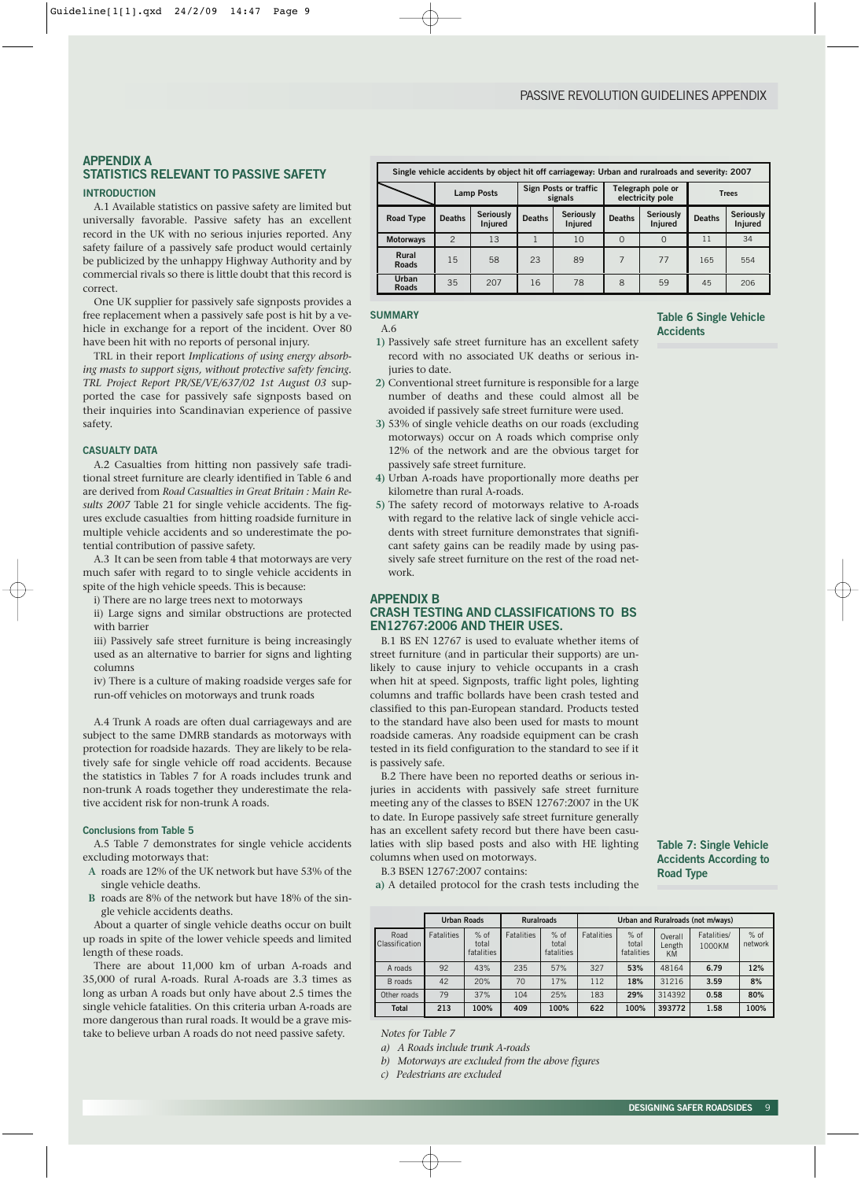## APPENDIX A
## STATISTICS RELEVANT TO PASSIVE SAFETY

### INTRODUCTION

A.1 Available statistics on passive safety are limited but universally favorable. Passive safety has an excellent record in the UK with no serious injuries reported. Any safety failure of a passively safe product would certainly be publicized by the unhappy Highway Authority and by commercial rivals so there is little doubt that this record is correct.

One UK supplier for passively safe signposts provides a free replacement when a passively safe post is hit by a vehicle in exchange for a report of the incident. Over 80 have been hit with no reports of personal injury.

TRL in their report *Implications of using energy absorbing masts to support signs, without protective safety fencing. TRL Project Report PR/SE/VE/637/02 1st August 03* supported the case for passively safe signposts based on their inquiries into Scandinavian experience of passive safety.

### CASUALTY DATA

A.2 Casualties from hitting non passively safe traditional street furniture are clearly identified in Table 6 and are derived from *Road Casualties in Great Britain : Main Results 2007* Table 21 for single vehicle accidents. The figures exclude casualties from hitting roadside furniture in multiple vehicle accidents and so underestimate the potential contribution of passive safety.

A.3 It can be seen from table 4 that motorways are very much safer with regard to to single vehicle accidents in spite of the high vehicle speeds. This is because:

i) There are no large trees next to motorways

ii) Large signs and similar obstructions are protected with barrier

iii) Passively safe street furniture is being increasingly used as an alternative to barrier for signs and lighting columns

iv) There is a culture of making roadside verges safe for run-off vehicles on motorways and trunk roads

A.4 Trunk A roads are often dual carriageways and are subject to the same DMRB standards as motorways with protection for roadside hazards. They are likely to be relatively safe for single vehicle off road accidents. Because the statistics in Tables 7 for A roads includes trunk and non-trunk A roads together they underestimate the relative accident risk for non-trunk A roads.

### Conclusions from Table 5

A.5 Table 7 demonstrates for single vehicle accidents excluding motorways that:

A roads are 12% of the UK network but have 53% of the single vehicle deaths.

B roads are 8% of the network but have 18% of the single vehicle accidents deaths.

About a quarter of single vehicle deaths occur on built up roads in spite of the lower vehicle speeds and limited length of these roads.

There are about 11,000 km of urban A-roads and 35,000 of rural A-roads. Rural A-roads are 3.3 times as long as urban A roads but only have about 2.5 times the single vehicle fatalities. On this criteria urban A-roads are more dangerous than rural roads. It would be a grave mistake to believe urban A roads do not need passive safety.

**Single vehicle accidents by object hit off carriageway: Urban and ruralroads and severity: 2007**

| | Lamp Posts | | Sign Posts or traffic signals | | Telegraph pole or electricity pole | | Trees | |
|---|---|---|---|---|---|---|---|---|
| Road Type | Deaths | Seriously Injured | Deaths | Seriously Injured | Deaths | Seriously Injured | Deaths | Seriously Injured |
| Motorways | 2 | 13 | 1 | 10 | 0 | 0 | 11 | 34 |
| Rural Roads | 15 | 58 | 23 | 89 | 7 | 77 | 165 | 554 |
| Urban Roads | 35 | 207 | 16 | 78 | 8 | 59 | 45 | 206 |

Table 6 Single Vehicle Accidents

### SUMMARY

A.6

1) Passively safe street furniture has an excellent safety record with no associated UK deaths or serious injuries to date.

2) Conventional street furniture is responsible for a large number of deaths and these could almost all be avoided if passively safe street furniture were used.

3) 53% of single vehicle deaths on our roads (excluding motorways) occur on A roads which comprise only 12% of the network and are the obvious target for passively safe street furniture.

4) Urban A-roads have proportionally more deaths per kilometre than rural A-roads.

5) The safety record of motorways relative to A-roads with regard to the relative lack of single vehicle accidents with street furniture demonstrates that significant safety gains can be readily made by using passively safe street furniture on the rest of the road network.

## APPENDIX B
## CRASH TESTING AND CLASSIFICATIONS TO BS EN12767:2006 AND THEIR USES.

B.1 BS EN 12767 is used to evaluate whether items of street furniture (and in particular their supports) are unlikely to cause injury to vehicle occupants in a crash when hit at speed. Signposts, traffic light poles, lighting columns and traffic bollards have been crash tested and classified to this pan-European standard. Products tested to the standard have also been used for masts to mount roadside cameras. Any roadside equipment can be crash tested in its field configuration to the standard to see if it is passively safe.

B.2 There have been no reported deaths or serious injuries in accidents with passively safe street furniture meeting any of the classes to BSEN 12767:2007 in the UK to date. In Europe passively safe street furniture generally has an excellent safety record but there have been casualties with slip based posts and also with HE lighting columns when used on motorways.

B.3 BSEN 12767:2007 contains:

a) A detailed protocol for the crash tests including the

| | Urban Roads | | Ruralroads | | Urban and Ruralroads (not m/ways) | | | | |
|---|---|---|---|---|---|---|---|---|---|
| Road Classification | Fatalities | % of total fatalities | Fatalities | % of total fatalities | Fatalities | % of total fatalities | Overall Length KM | Fatalities/ 1000KM | % of network |
| A roads | 92 | 43% | 235 | 57% | 327 | **53%** | 48164 | **6.79** | **12%** |
| B roads | 42 | 20% | 70 | 17% | 112 | **18%** | 31216 | **3.59** | **8%** |
| Other roads | 79 | 37% | 104 | 25% | 183 | **29%** | 314392 | **0.58** | **80%** |
| **Total** | **213** | **100%** | **409** | **100%** | **622** | **100%** | **393772** | **1.58** | **100%** |

Table 7: Single Vehicle Accidents According to Road Type

*Notes for Table 7*

*a) A Roads include trunk A-roads*

*b) Motorways are excluded from the above figures*

*c) Pedestrians are excluded*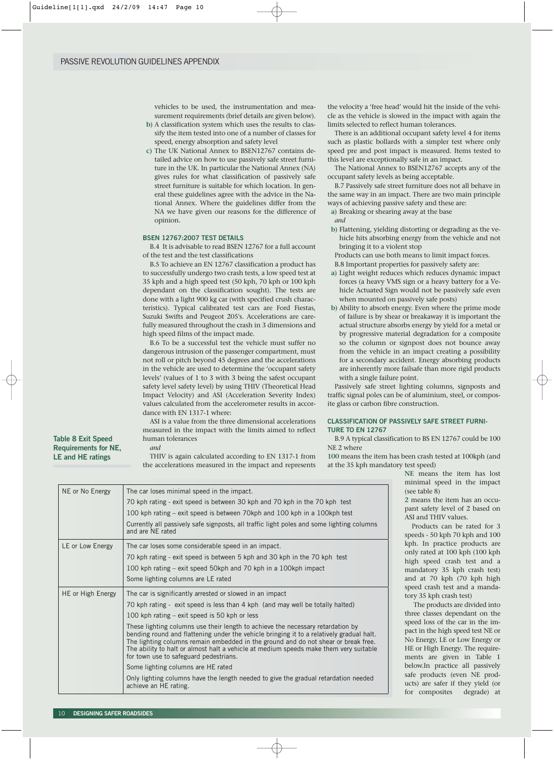vehicles to be used, the instrumentation and measurement requirements (brief details are given below).

b) A classification system which uses the results to classify the item tested into one of a number of classes for speed, energy absorption and safety level

c) The UK National Annex to BSEN12767 contains detailed advice on how to use passively safe street furniture in the UK. In particular the National Annex (NA) gives rules for what classification of passively safe street furniture is suitable for which location. In general these guidelines agree with the advice in the National Annex. Where the guidelines differ from the NA we have given our reasons for the difference of opinion.

### BSEN 12767:2007 TEST DETAILS

B.4 It is advisable to read BSEN 12767 for a full account of the test and the test classifications

B.5 To achieve an EN 12767 classification a product has to successfully undergo two crash tests, a low speed test at 35 kph and a high speed test (50 kph, 70 kph or 100 kph dependant on the classification sought). The tests are done with a light 900 kg car (with specified crush characteristics). Typical calibrated test cars are Ford Fiestas, Suzuki Swifts and Peugeot 205's. Accelerations are carefully measured throughout the crash in 3 dimensions and high speed films of the impact made.

B.6 To be a successful test the vehicle must suffer no dangerous intrusion of the passenger compartment, must not roll or pitch beyond 45 degrees and the accelerations in the vehicle are used to determine the 'occupant safety levels' (values of 1 to 3 with 3 being the safest occupant safety level safety level) by using THIV (Theoretical Head Impact Velocity) and ASI (Acceleration Severity Index) values calculated from the accelerometer results in accordance with EN 1317-1 where:

ASI is a value from the three dimensional accelerations measured in the impact with the limits aimed to reflect human tolerances

*and*

THIV is again calculated according to EN 1317-1 from the accelerations measured in the impact and represents the velocity a 'free head' would hit the inside of the vehicle as the vehicle is slowed in the impact with again the limits selected to reflect human tolerances.

There is an additional occupant safety level 4 for items such as plastic bollards with a simpler test where only speed pre and post impact is measured. Items tested to this level are exceptionally safe in an impact.

The National Annex to BSEN12767 accepts any of the occupant safety levels as being acceptable.

B.7 Passively safe street furniture does not all behave in the same way in an impact. There are two main principle ways of achieving passive safety and these are:

a) Breaking or shearing away at the base

*and*

b) Flattening, yielding distorting or degrading as the vehicle hits absorbing energy from the vehicle and not bringing it to a violent stop

Products can use both means to limit impact forces.

B.8 Important properties for passively safety are:

a) Light weight reduces which reduces dynamic impact forces (a heavy VMS sign or a heavy battery for a Vehicle Actuated Sign would not be passively safe even when mounted on passively safe posts)

b) Ability to absorb energy. Even where the prime mode of failure is by shear or breakaway it is important the actual structure absorbs energy by yield for a metal or by progressive material degradation for a composite so the column or signpost does not bounce away from the vehicle in an impact creating a possibility for a secondary accident. Energy absorbing products are inherently more failsafe than more rigid products with a single failure point.

Passively safe street lighting columns, signposts and traffic signal poles can be of aluminium, steel, or composite glass or carbon fibre construction.

### CLASSIFICATION OF PASSIVELY SAFE STREET FURNITURE TO EN 12767

B.9 A typical classification to BS EN 12767 could be 100 NE 2 where

**100** means the item has been crash tested at 100kph (and at the 35 kph mandatory test speed)

**NE** means the item has lost minimal speed in the impact (see table 8)

**2** means the item has an occupant safety level of 2 based on ASI and THIV values.

Products can be rated for 3 speeds - 50 kph 70 kph and 100 kph. In practice products are only rated at 100 kph (100 kph high speed crash test and a mandatory 35 kph crash test) and at 70 kph (70 kph high speed crash test and a mandatory 35 kph crash test)

The products are divided into three classes dependant on the speed loss of the car in the impact in the high speed test NE or No Energy, LE or Low Energy or HE or High Energy. The requirements are given in Table 1 below.In practice all passively safe products (even NE products) are safer if they yield (or for composites degrade) at

**Table 8 Exit Speed Requirements for NE, LE and HE ratings**

| Rating | Requirements |
|---|---|
| NE or No Energy | The car loses minimal speed in the impact.<br>70 kph rating - exit speed is between 30 kph and 70 kph in the 70 kph test<br>100 kph rating – exit speed is between 70kph and 100 kph in a 100kph test<br>Currently all passively safe signposts, all traffic light poles and some lighting columns and are NE rated |
| LE or Low Energy | The car loses some considerable speed in an impact.<br>70 kph rating - exit speed is between 5 kph and 30 kph in the 70 kph test<br>100 kph rating – exit speed 50kph and 70 kph in a 100kph impact<br>Some lighting columns are LE rated |
| HE or High Energy | The car is significantly arrested or slowed in an impact<br>70 kph rating - exit speed is less than 4 kph (and may well be totally halted)<br>100 kph rating – exit speed is 50 kph or less<br>These lighting columns use their length to achieve the necessary retardation by bending round and flattening under the vehicle bringing it to a relatively gradual halt. The lighting columns remain embedded in the ground and do not shear or break free. The ability to halt or almost halt a vehicle at medium speeds make them very suitable for town use to safeguard pedestrians.<br>Some lighting columns are HE rated<br>Only lighting columns have the length needed to give the gradual retardation needed achieve an HE rating. |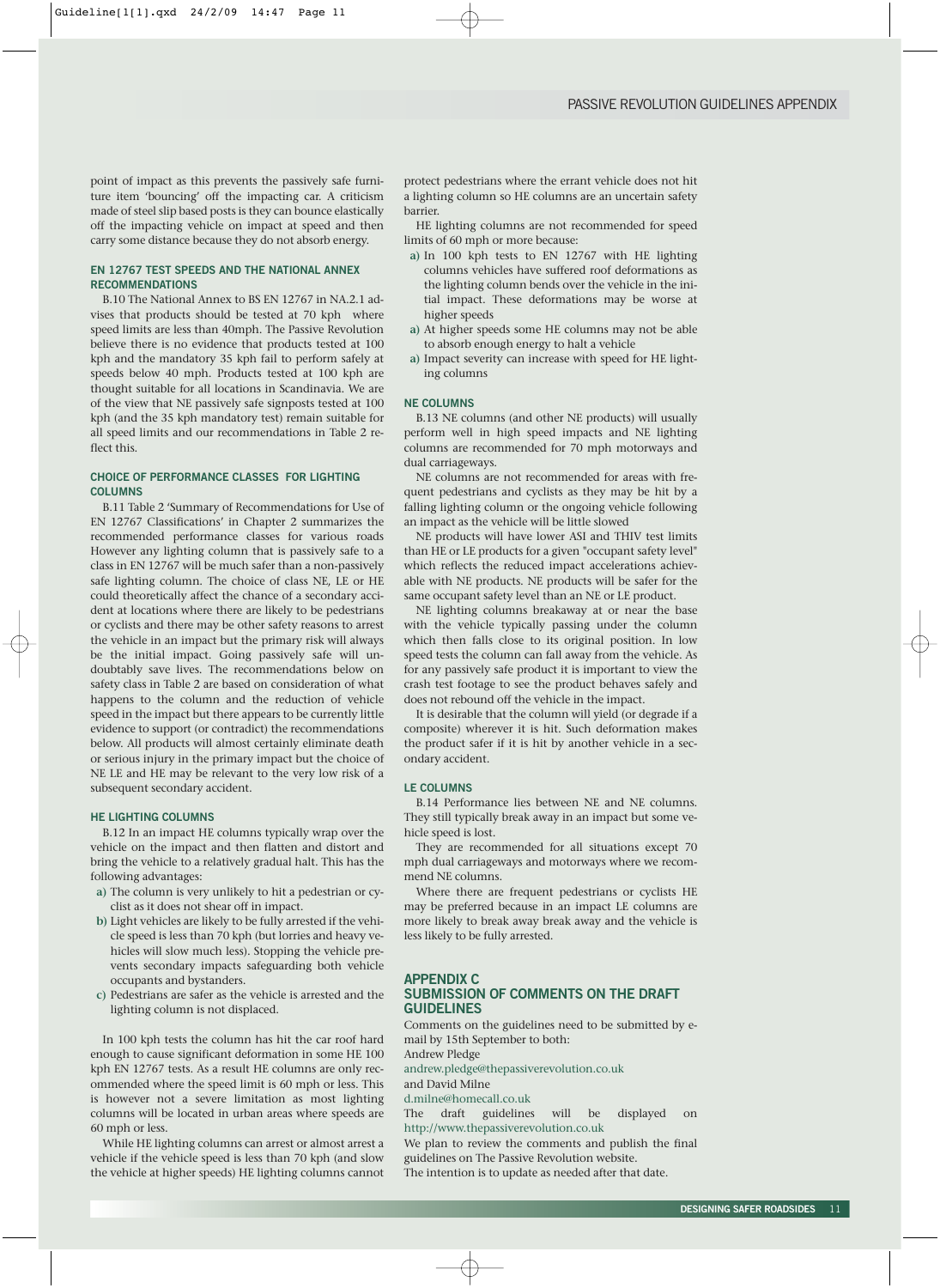point of impact as this prevents the passively safe furniture item 'bouncing' off the impacting car. A criticism made of steel slip based posts is they can bounce elastically off the impacting vehicle on impact at speed and then carry some distance because they do not absorb energy.

### EN 12767 TEST SPEEDS AND THE NATIONAL ANNEX RECOMMENDATIONS

B.10 The National Annex to BS EN 12767 in NA.2.1 advises that products should be tested at 70 kph where speed limits are less than 40mph. The Passive Revolution believe there is no evidence that products tested at 100 kph and the mandatory 35 kph fail to perform safely at speeds below 40 mph. Products tested at 100 kph are thought suitable for all locations in Scandinavia. We are of the view that NE passively safe signposts tested at 100 kph (and the 35 kph mandatory test) remain suitable for all speed limits and our recommendations in Table 2 reflect this.

### CHOICE OF PERFORMANCE CLASSES FOR LIGHTING COLUMNS

B.11 Table 2 'Summary of Recommendations for Use of EN 12767 Classifications' in Chapter 2 summarizes the recommended performance classes for various roads However any lighting column that is passively safe to a class in EN 12767 will be much safer than a non-passively safe lighting column. The choice of class NE, LE or HE could theoretically affect the chance of a secondary accident at locations where there are likely to be pedestrians or cyclists and there may be other safety reasons to arrest the vehicle in an impact but the primary risk will always be the initial impact. Going passively safe will undoubtably save lives. The recommendations below on safety class in Table 2 are based on consideration of what happens to the column and the reduction of vehicle speed in the impact but there appears to be currently little evidence to support (or contradict) the recommendations below. All products will almost certainly eliminate death or serious injury in the primary impact but the choice of NE LE and HE may be relevant to the very low risk of a subsequent secondary accident.

### HE LIGHTING COLUMNS

B.12 In an impact HE columns typically wrap over the vehicle on the impact and then flatten and distort and bring the vehicle to a relatively gradual halt. This has the following advantages:

a) The column is very unlikely to hit a pedestrian or cyclist as it does not shear off in impact.
b) Light vehicles are likely to be fully arrested if the vehicle speed is less than 70 kph (but lorries and heavy vehicles will slow much less). Stopping the vehicle prevents secondary impacts safeguarding both vehicle occupants and bystanders.
c) Pedestrians are safer as the vehicle is arrested and the lighting column is not displaced.

In 100 kph tests the column has hit the car roof hard enough to cause significant deformation in some HE 100 kph EN 12767 tests. As a result HE columns are only recommended where the speed limit is 60 mph or less. This is however not a severe limitation as most lighting columns will be located in urban areas where speeds are 60 mph or less.

While HE lighting columns can arrest or almost arrest a vehicle if the vehicle speed is less than 70 kph (and slow the vehicle at higher speeds) HE lighting columns cannot protect pedestrians where the errant vehicle does not hit a lighting column so HE columns are an uncertain safety barrier.

HE lighting columns are not recommended for speed limits of 60 mph or more because:

a) In 100 kph tests to EN 12767 with HE lighting columns vehicles have suffered roof deformations as the lighting column bends over the vehicle in the initial impact. These deformations may be worse at higher speeds
a) At higher speeds some HE columns may not be able to absorb enough energy to halt a vehicle
a) Impact severity can increase with speed for HE lighting columns

### NE COLUMNS

B.13 NE columns (and other NE products) will usually perform well in high speed impacts and NE lighting columns are recommended for 70 mph motorways and dual carriageways.

NE columns are not recommended for areas with frequent pedestrians and cyclists as they may be hit by a falling lighting column or the ongoing vehicle following an impact as the vehicle will be little slowed

NE products will have lower ASI and THIV test limits than HE or LE products for a given "occupant safety level" which reflects the reduced impact accelerations achievable with NE products. NE products will be safer for the same occupant safety level than an NE or LE product.

NE lighting columns breakaway at or near the base with the vehicle typically passing under the column which then falls close to its original position. In low speed tests the column can fall away from the vehicle. As for any passively safe product it is important to view the crash test footage to see the product behaves safely and does not rebound off the vehicle in the impact.

It is desirable that the column will yield (or degrade if a composite) wherever it is hit. Such deformation makes the product safer if it is hit by another vehicle in a secondary accident.

### LE COLUMNS

B.14 Performance lies between NE and NE columns. They still typically break away in an impact but some vehicle speed is lost.

They are recommended for all situations except 70 mph dual carriageways and motorways where we recommend NE columns.

Where there are frequent pedestrians or cyclists HE may be preferred because in an impact LE columns are more likely to break away break away and the vehicle is less likely to be fully arrested.

## APPENDIX C
## SUBMISSION OF COMMENTS ON THE DRAFT GUIDELINES

Comments on the guidelines need to be submitted by e-mail by 15th September to both:
Andrew Pledge
andrew.pledge@thepassiverevolution.co.uk
and David Milne
d.milne@homecall.co.uk
The draft guidelines will be displayed on http://www.thepassiverevolution.co.uk
We plan to review the comments and publish the final guidelines on The Passive Revolution website.
The intention is to update as needed after that date.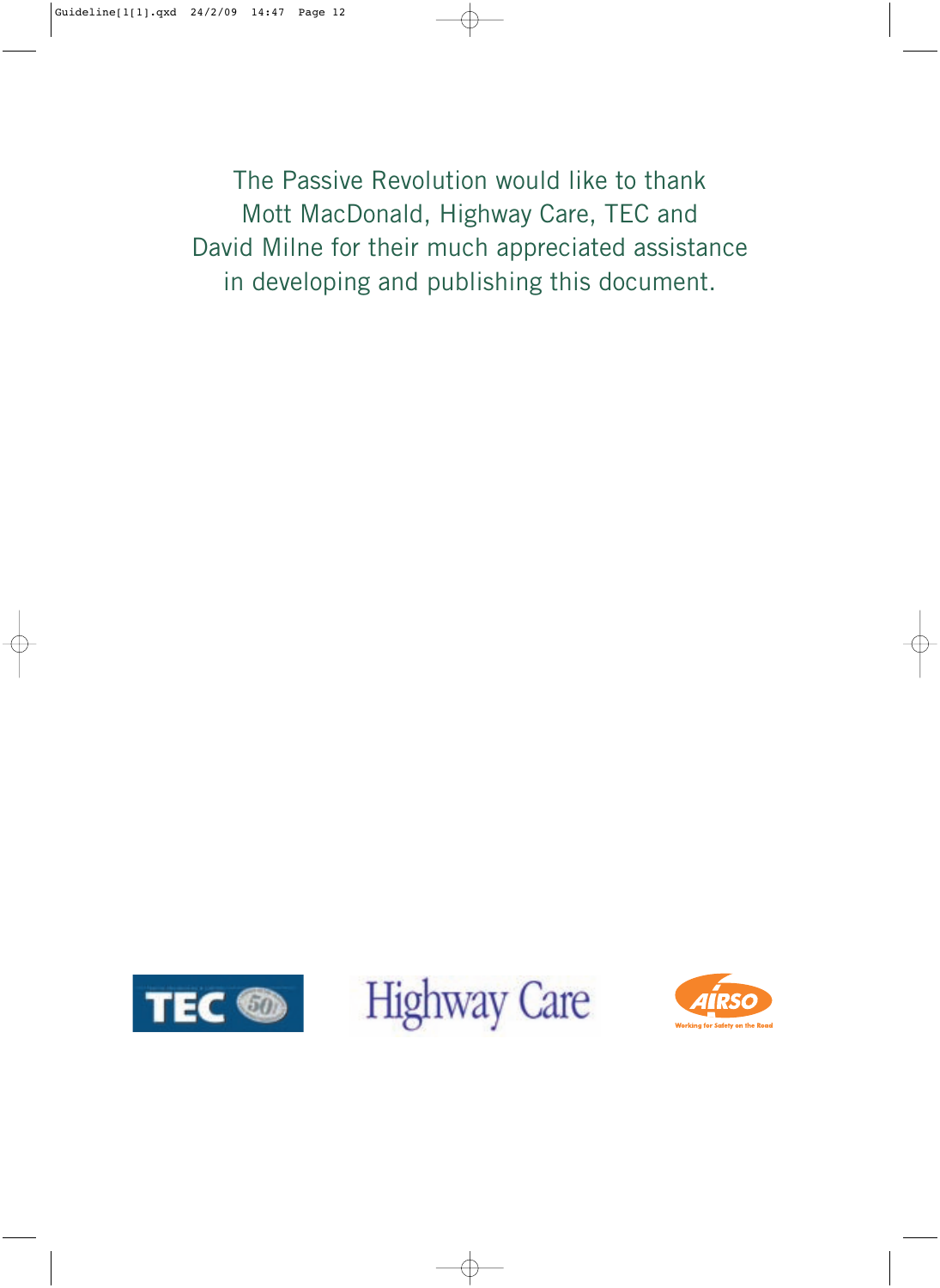The Passive Revolution would like to thank Mott MacDonald, Highway Care, TEC and David Milne for their much appreciated assistance in developing and publishing this document.

TEC

Highway Care

AIRSO
Working for Safety on the Road